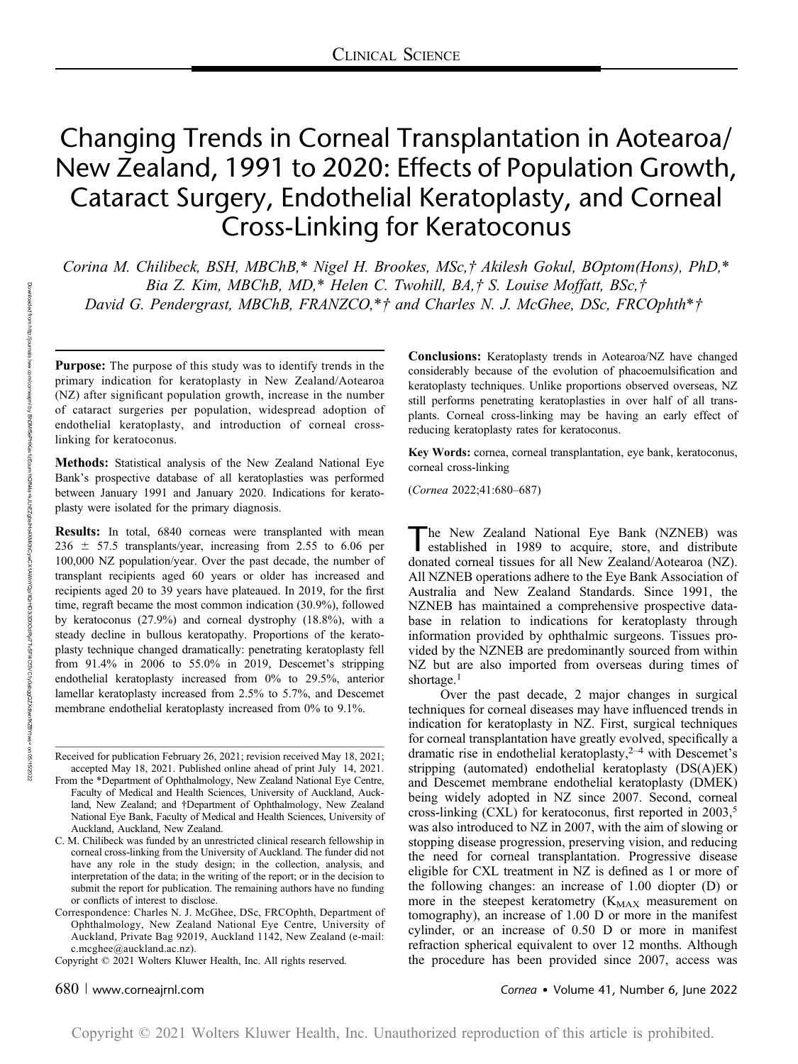CLINICAL SCIENCE

# Changing Trends in Corneal Transplantation in Aotearoa/New Zealand, 1991 to 2020: Effects of Population Growth, Cataract Surgery, Endothelial Keratoplasty, and Corneal Cross-Linking for Keratoconus

*Corina M. Chilibeck, BSH, MBChB,\* Nigel H. Brookes, MSc,† Akilesh Gokul, BOptom(Hons), PhD,\* Bia Z. Kim, MBChB, MD,\* Helen C. Twohill, BA,† S. Louise Moffatt, BSc,† David G. Pendergrast, MBChB, FRANZCO,\*† and Charles N. J. McGhee, DSc, FRCOphth\*†*

**Purpose:** The purpose of this study was to identify trends in the primary indication for keratoplasty in New Zealand/Aotearoa (NZ) after significant population growth, increase in the number of cataract surgeries per population, widespread adoption of endothelial keratoplasty, and introduction of corneal cross-linking for keratoconus.

**Methods:** Statistical analysis of the New Zealand National Eye Bank's prospective database of all keratoplasties was performed between January 1991 and January 2020. Indications for keratoplasty were isolated for the primary diagnosis.

**Results:** In total, 6840 corneas were transplanted with mean $236 \pm 57.5$ transplants/year, increasing from 2.55 to 6.06 per 100,000 NZ population/year. Over the past decade, the number of transplant recipients aged 60 years or older has increased and recipients aged 20 to 39 years have plateaued. In 2019, for the first time, regraft became the most common indication (30.9%), followed by keratoconus (27.9%) and corneal dystrophy (18.8%), with a steady decline in bullous keratopathy. Proportions of the keratoplasty technique changed dramatically: penetrating keratoplasty fell from 91.4% in 2006 to 55.0% in 2019, Descemet's stripping endothelial keratoplasty increased from 0% to 29.5%, anterior lamellar keratoplasty increased from 2.5% to 5.7%, and Descemet membrane endothelial keratoplasty increased from 0% to 9.1%.

**Conclusions:** Keratoplasty trends in Aotearoa/NZ have changed considerably because of the evolution of phacoemulsification and keratoplasty techniques. Unlike proportions observed overseas, NZ still performs penetrating keratoplasties in over half of all transplants. Corneal cross-linking may be having an early effect of reducing keratoplasty rates for keratoconus.

**Key Words:** cornea, corneal transplantation, eye bank, keratoconus, corneal cross-linking

(*Cornea* 2022;41:680–687)

The New Zealand National Eye Bank (NZNEB) was established in 1989 to acquire, store, and distribute donated corneal tissues for all New Zealand/Aotearoa (NZ). All NZNEB operations adhere to the Eye Bank Association of Australia and New Zealand Standards. Since 1991, the NZNEB has maintained a comprehensive prospective database in relation to indications for keratoplasty through information provided by ophthalmic surgeons. Tissues provided by the NZNEB are predominantly sourced from within NZ but are also imported from overseas during times of shortage.[1]

Over the past decade, 2 major changes in surgical techniques for corneal diseases may have influenced trends in indication for keratoplasty in NZ. First, surgical techniques for corneal transplantation have greatly evolved, specifically a dramatic rise in endothelial keratoplasty,[2–4] with Descemet's stripping (automated) endothelial keratoplasty (DS(A)EK) and Descemet membrane endothelial keratoplasty (DMEK) being widely adopted in NZ since 2007. Second, corneal cross-linking (CXL) for keratoconus, first reported in 2003,[5] was also introduced to NZ in 2007, with the aim of slowing or stopping disease progression, preserving vision, and reducing the need for corneal transplantation. Progressive disease eligible for CXL treatment in NZ is defined as 1 or more of the following changes: an increase of 1.00 diopter (D) or more in the steepest keratometry ($K_{MAX}$ measurement on tomography), an increase of 1.00 D or more in the manifest cylinder, or an increase of 0.50 D or more in manifest refraction spherical equivalent to over 12 months. Although the procedure has been provided since 2007, access was

Received for publication February 26, 2021; revision received May 18, 2021; accepted May 18, 2021. Published online ahead of print July 14, 2021.

From the \*Department of Ophthalmology, New Zealand National Eye Centre, Faculty of Medical and Health Sciences, University of Auckland, Auckland, New Zealand; and †Department of Ophthalmology, New Zealand National Eye Bank, Faculty of Medical and Health Sciences, University of Auckland, Auckland, New Zealand.

C. M. Chilibeck was funded by an unrestricted clinical research fellowship in corneal cross-linking from the University of Auckland. The funder did not have any role in the study design; in the collection, analysis, and interpretation of the data; in the writing of the report; or in the decision to submit the report for publication. The remaining authors have no funding or conflicts of interest to disclose.

Correspondence: Charles N. J. McGhee, DSc, FRCOphth, Department of Ophthalmology, New Zealand National Eye Centre, University of Auckland, Private Bag 92019, Auckland 1142, New Zealand (e-mail: c.mcghee@auckland.ac.nz).

Copyright © 2021 Wolters Kluwer Health, Inc. All rights reserved.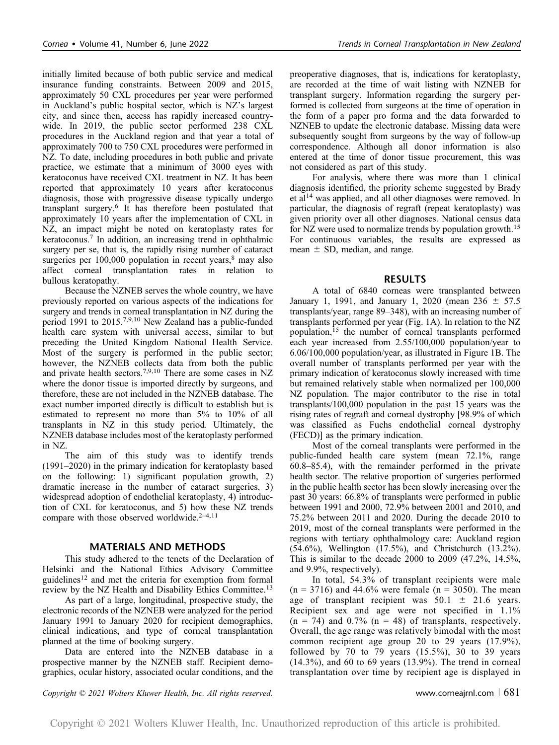initially limited because of both public service and medical insurance funding constraints. Between 2009 and 2015, approximately 50 CXL procedures per year were performed in Auckland's public hospital sector, which is NZ's largest city, and since then, access has rapidly increased country-wide. In 2019, the public sector performed 238 CXL procedures in the Auckland region and that year a total of approximately 700 to 750 CXL procedures were performed in NZ. To date, including procedures in both public and private practice, we estimate that a minimum of 3000 eyes with keratoconus have received CXL treatment in NZ. It has been reported that approximately 10 years after keratoconus diagnosis, those with progressive disease typically undergo transplant surgery.[6] It has therefore been postulated that approximately 10 years after the implementation of CXL in NZ, an impact might be noted on keratoplasty rates for keratoconus.[7] In addition, an increasing trend in ophthalmic surgery per se, that is, the rapidly rising number of cataract surgeries per 100,000 population in recent years,[8] may also affect corneal transplantation rates in relation to bullous keratopathy.

Because the NZNEB serves the whole country, we have previously reported on various aspects of the indications for surgery and trends in corneal transplantation in NZ during the period 1991 to 2015.[7,9,10] New Zealand has a public-funded health care system with universal access, similar to but preceding the United Kingdom National Health Service. Most of the surgery is performed in the public sector; however, the NZNEB collects data from both the public and private health sectors.[7,9,10] There are some cases in NZ where the donor tissue is imported directly by surgeons, and therefore, these are not included in the NZNEB database. The exact number imported directly is difficult to establish but is estimated to represent no more than 5% to 10% of all transplants in NZ in this study period. Ultimately, the NZNEB database includes most of the keratoplasty performed in NZ.

The aim of this study was to identify trends (1991–2020) in the primary indication for keratoplasty based on the following: 1) significant population growth, 2) dramatic increase in the number of cataract surgeries, 3) widespread adoption of endothelial keratoplasty, 4) introduction of CXL for keratoconus, and 5) how these NZ trends compare with those observed worldwide.[2–4,11]

## MATERIALS AND METHODS

This study adhered to the tenets of the Declaration of Helsinki and the National Ethics Advisory Committee guidelines[12] and met the criteria for exemption from formal review by the NZ Health and Disability Ethics Committee.[13]

As part of a large, longitudinal, prospective study, the electronic records of the NZNEB were analyzed for the period January 1991 to January 2020 for recipient demographics, clinical indications, and type of corneal transplantation planned at the time of booking surgery.

Data are entered into the NZNEB database in a prospective manner by the NZNEB staff. Recipient demographics, ocular history, associated ocular conditions, and the preoperative diagnoses, that is, indications for keratoplasty, are recorded at the time of wait listing with NZNEB for transplant surgery. Information regarding the surgery performed is collected from surgeons at the time of operation in the form of a paper pro forma and the data forwarded to NZNEB to update the electronic database. Missing data were subsequently sought from surgeons by the way of follow-up correspondence. Although all donor information is also entered at the time of donor tissue procurement, this was not considered as part of this study.

For analysis, where there was more than 1 clinical diagnosis identified, the priority scheme suggested by Brady et al[14] was applied, and all other diagnoses were removed. In particular, the diagnosis of regraft (repeat keratoplasty) was given priority over all other diagnoses. National census data for NZ were used to normalize trends by population growth.[15] For continuous variables, the results are expressed as mean ± SD, median, and range.

## RESULTS

A total of 6840 corneas were transplanted between January 1, 1991, and January 1, 2020 (mean 236 ± 57.5 transplants/year, range 89–348), with an increasing number of transplants performed per year (Fig. 1A). In relation to the NZ population,[15] the number of corneal transplants performed each year increased from 2.55/100,000 population/year to 6.06/100,000 population/year, as illustrated in Figure 1B. The overall number of transplants performed per year with the primary indication of keratoconus slowly increased with time but remained relatively stable when normalized per 100,000 NZ population. The major contributor to the rise in total transplants/100,000 population in the past 15 years was the rising rates of regraft and corneal dystrophy [98.9% of which was classified as Fuchs endothelial corneal dystrophy (FECD)] as the primary indication.

Most of the corneal transplants were performed in the public-funded health care system (mean 72.1%, range 60.8–85.4), with the remainder performed in the private health sector. The relative proportion of surgeries performed in the public health sector has been slowly increasing over the past 30 years: 66.8% of transplants were performed in public between 1991 and 2000, 72.9% between 2001 and 2010, and 75.2% between 2011 and 2020. During the decade 2010 to 2019, most of the corneal transplants were performed in the regions with tertiary ophthalmology care: Auckland region (54.6%), Wellington (17.5%), and Christchurch (13.2%). This is similar to the decade 2000 to 2009 (47.2%, 14.5%, and 9.9%, respectively).

In total, 54.3% of transplant recipients were male (n = 3716) and 44.6% were female (n = 3050). The mean age of transplant recipient was 50.1 ± 21.6 years. Recipient sex and age were not specified in 1.1% (n = 74) and 0.7% (n = 48) of transplants, respectively. Overall, the age range was relatively bimodal with the most common recipient age group 20 to 29 years (17.9%), followed by 70 to 79 years (15.5%), 30 to 39 years (14.3%), and 60 to 69 years (13.9%). The trend in corneal transplantation over time by recipient age is displayed in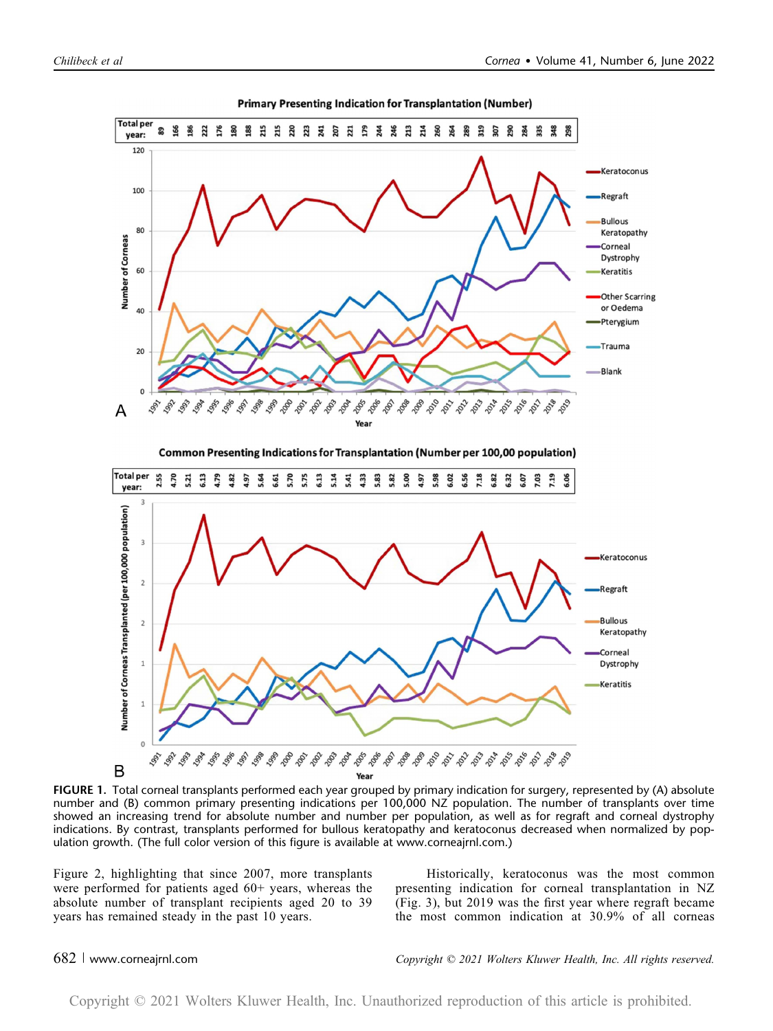**FIGURE 1.** Total corneal transplants performed each year grouped by primary indication for surgery, represented by (A) absolute number and (B) common primary presenting indications per 100,000 NZ population. The number of transplants over time showed an increasing trend for absolute number and number per population, as well as for regraft and corneal dystrophy indications. By contrast, transplants performed for bullous keratopathy and keratoconus decreased when normalized by population growth. (The full color version of this figure is available at www.corneajrnl.com.)

Figure 2, highlighting that since 2007, more transplants were performed for patients aged 60+ years, whereas the absolute number of transplant recipients aged 20 to 39 years has remained steady in the past 10 years.

Historically, keratoconus was the most common presenting indication for corneal transplantation in NZ (Fig. 3), but 2019 was the first year where regraft became the most common indication at 30.9% of all corneas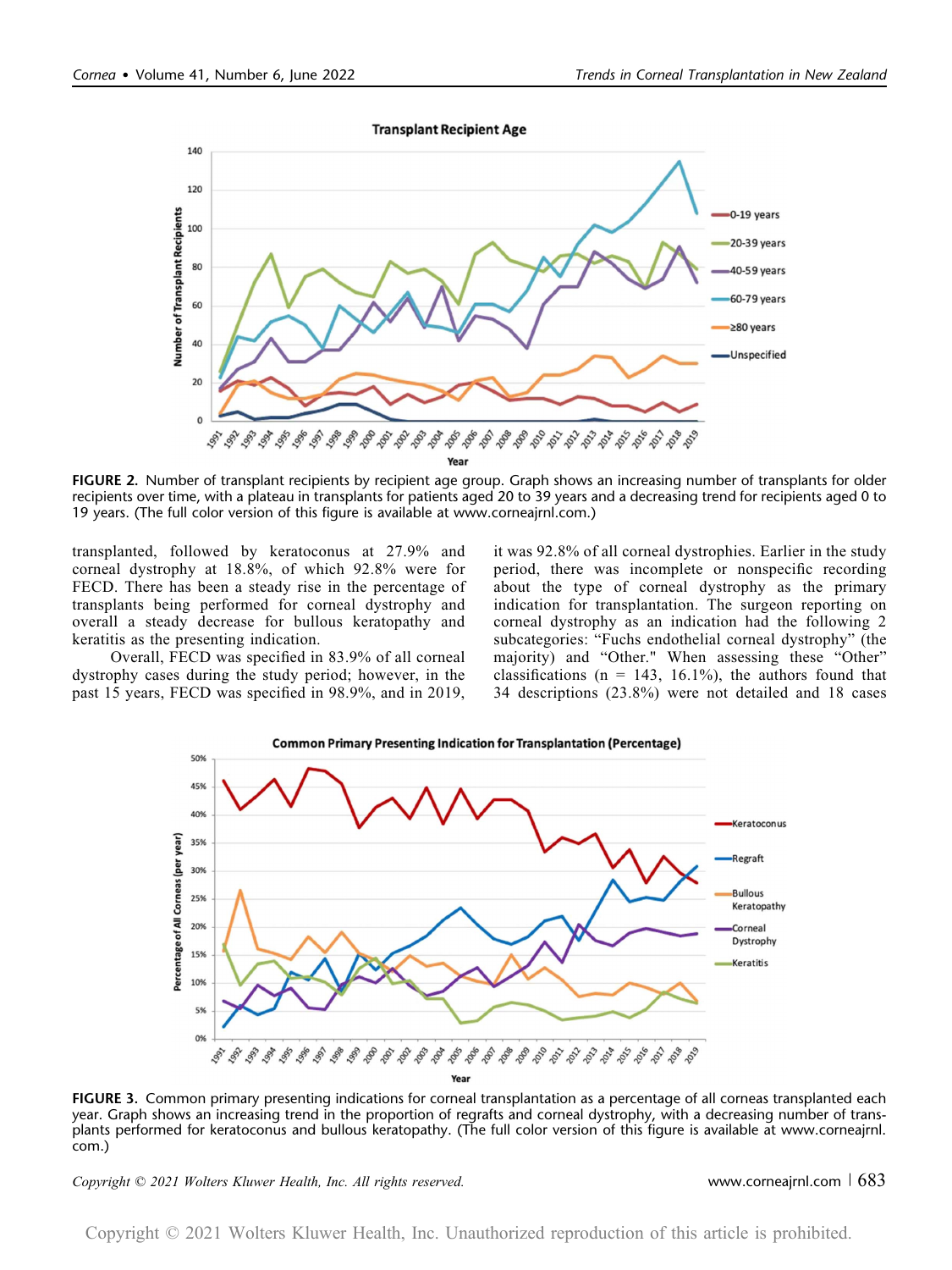FIGURE 2. Number of transplant recipients by recipient age group. Graph shows an increasing number of transplants for older recipients over time, with a plateau in transplants for patients aged 20 to 39 years and a decreasing trend for recipients aged 0 to 19 years. (The full color version of this figure is available at www.corneajrnl.com.)

transplanted, followed by keratoconus at 27.9% and corneal dystrophy at 18.8%, of which 92.8% were for FECD. There has been a steady rise in the percentage of transplants being performed for corneal dystrophy and overall a steady decrease for bullous keratopathy and keratitis as the presenting indication.

Overall, FECD was specified in 83.9% of all corneal dystrophy cases during the study period; however, in the past 15 years, FECD was specified in 98.9%, and in 2019, it was 92.8% of all corneal dystrophies. Earlier in the study period, there was incomplete or nonspecific recording about the type of corneal dystrophy as the primary indication for transplantation. The surgeon reporting on corneal dystrophy as an indication had the following 2 subcategories: "Fuchs endothelial corneal dystrophy" (the majority) and "Other." When assessing these "Other" classifications (n = 143, 16.1%), the authors found that 34 descriptions (23.8%) were not detailed and 18 cases

FIGURE 3. Common primary presenting indications for corneal transplantation as a percentage of all corneas transplanted each year. Graph shows an increasing trend in the proportion of regrafts and corneal dystrophy, with a decreasing number of transplants performed for keratoconus and bullous keratopathy. (The full color version of this figure is available at www.corneajrnl.com.)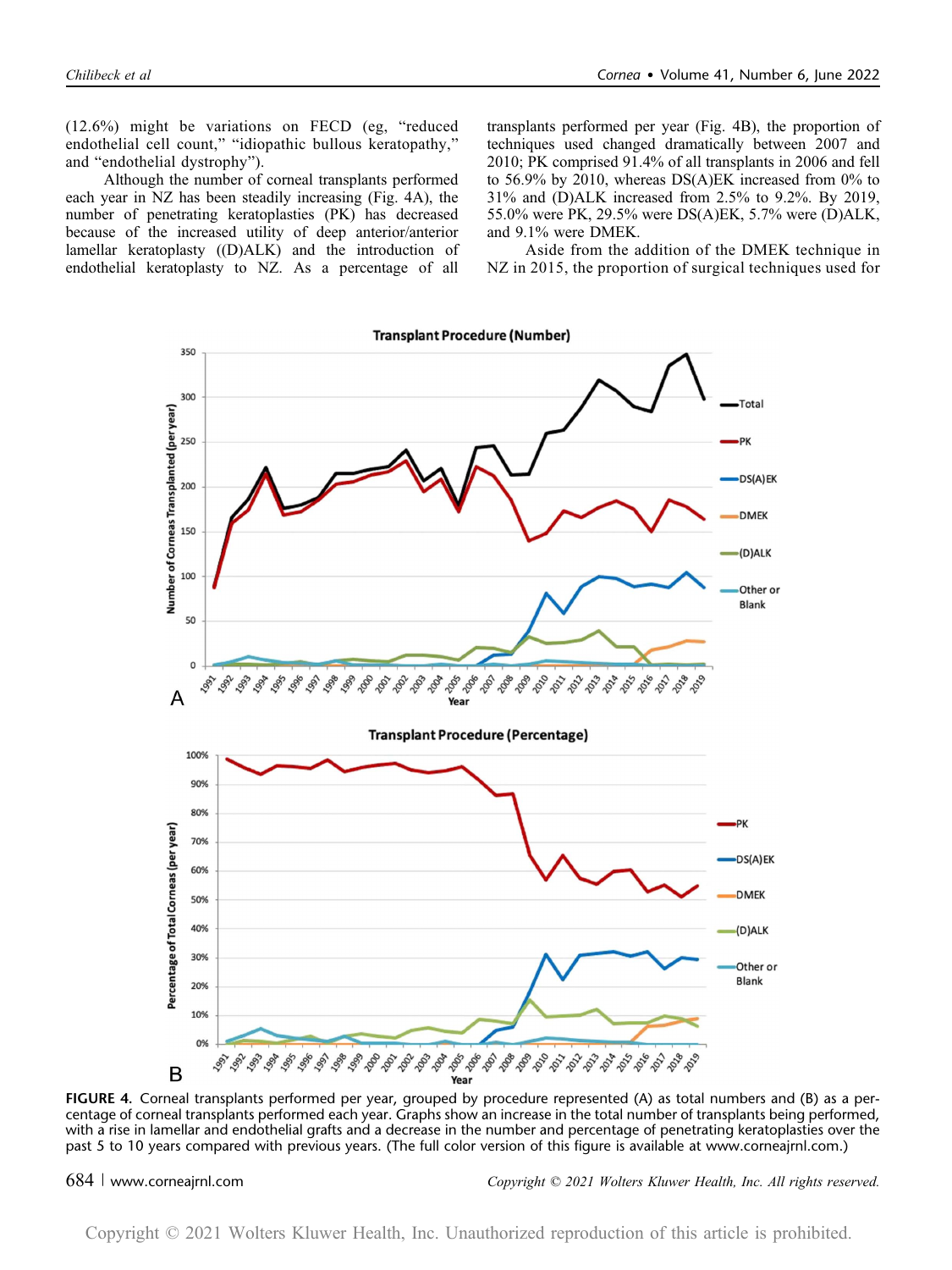(12.6%) might be variations on FECD (eg, "reduced endothelial cell count," "idiopathic bullous keratopathy," and "endothelial dystrophy").

Although the number of corneal transplants performed each year in NZ has been steadily increasing (Fig. 4A), the number of penetrating keratoplasties (PK) has decreased because of the increased utility of deep anterior/anterior lamellar keratoplasty ((D)ALK) and the introduction of endothelial keratoplasty to NZ. As a percentage of all transplants performed per year (Fig. 4B), the proportion of techniques used changed dramatically between 2007 and 2010; PK comprised 91.4% of all transplants in 2006 and fell to 56.9% by 2010, whereas DS(A)EK increased from 0% to 31% and (D)ALK increased from 2.5% to 9.2%. By 2019, 55.0% were PK, 29.5% were DS(A)EK, 5.7% were (D)ALK, and 9.1% were DMEK.

Aside from the addition of the DMEK technique in NZ in 2015, the proportion of surgical techniques used for

**FIGURE 4.** Corneal transplants performed per year, grouped by procedure represented (A) as total numbers and (B) as a percentage of corneal transplants performed each year. Graphs show an increase in the total number of transplants being performed, with a rise in lamellar and endothelial grafts and a decrease in the number and percentage of penetrating keratoplasties over the past 5 to 10 years compared with previous years. (The full color version of this figure is available at www.corneajrnl.com.)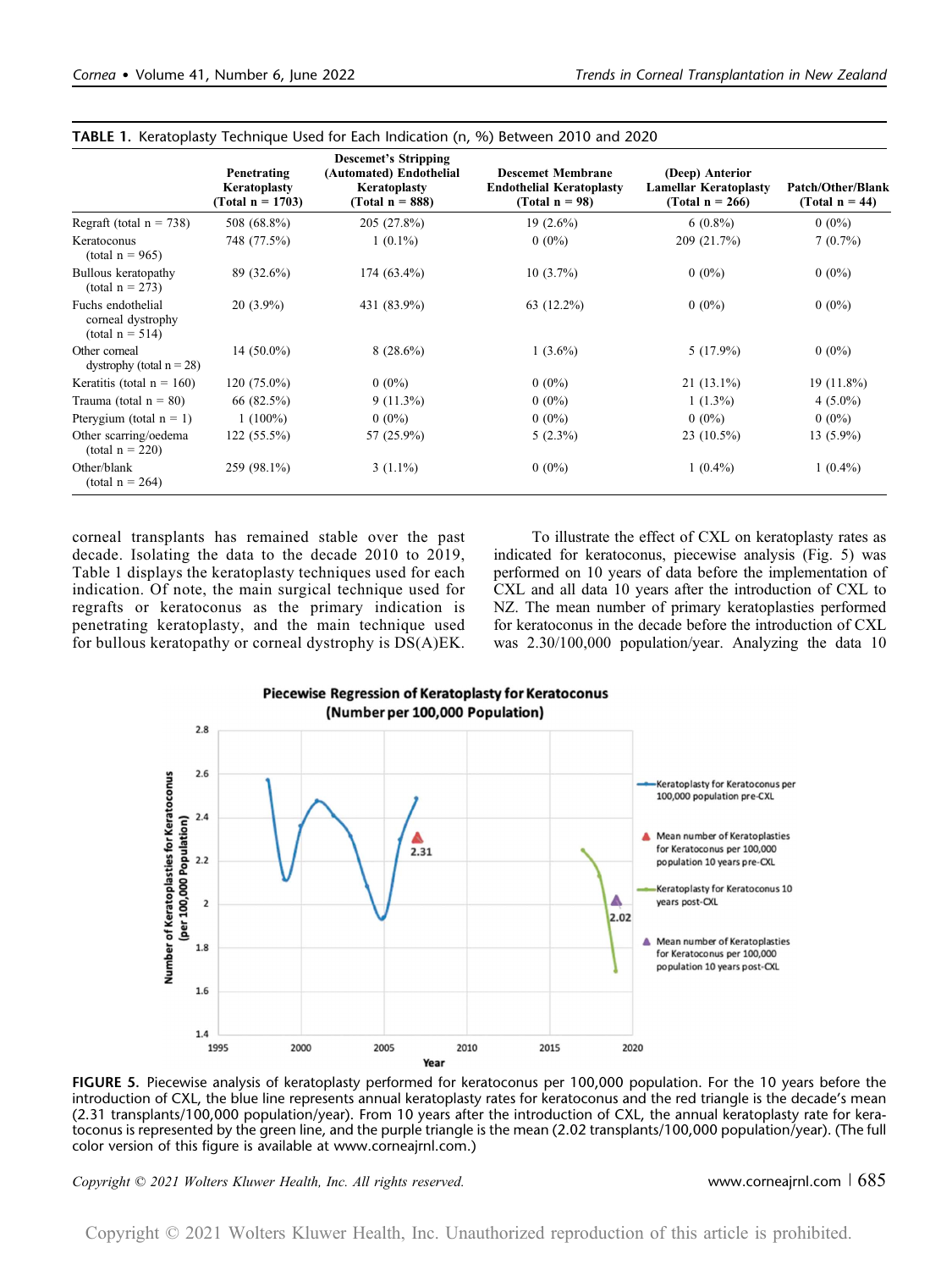**TABLE 1.** Keratoplasty Technique Used for Each Indication (n, %) Between 2010 and 2020

| | Penetrating Keratoplasty (Total n = 1703) | Descemet's Stripping (Automated) Endothelial Keratoplasty (Total n = 888) | Descemet Membrane Endothelial Keratoplasty (Total n = 98) | (Deep) Anterior Lamellar Keratoplasty (Total n = 266) | Patch/Other/Blank (Total n = 44) |
|---|---|---|---|---|---|
| Regraft (total n = 738) | 508 (68.8%) | 205 (27.8%) | 19 (2.6%) | 6 (0.8%) | 0 (0%) |
| Keratoconus (total n = 965) | 748 (77.5%) | 1 (0.1%) | 0 (0%) | 209 (21.7%) | 7 (0.7%) |
| Bullous keratopathy (total n = 273) | 89 (32.6%) | 174 (63.4%) | 10 (3.7%) | 0 (0%) | 0 (0%) |
| Fuchs endothelial corneal dystrophy (total n = 514) | 20 (3.9%) | 431 (83.9%) | 63 (12.2%) | 0 (0%) | 0 (0%) |
| Other corneal dystrophy (total n = 28) | 14 (50.0%) | 8 (28.6%) | 1 (3.6%) | 5 (17.9%) | 0 (0%) |
| Keratitis (total n = 160) | 120 (75.0%) | 0 (0%) | 0 (0%) | 21 (13.1%) | 19 (11.8%) |
| Trauma (total n = 80) | 66 (82.5%) | 9 (11.3%) | 0 (0%) | 1 (1.3%) | 4 (5.0%) |
| Pterygium (total n = 1) | 1 (100%) | 0 (0%) | 0 (0%) | 0 (0%) | 0 (0%) |
| Other scarring/oedema (total n = 220) | 122 (55.5%) | 57 (25.9%) | 5 (2.3%) | 23 (10.5%) | 13 (5.9%) |
| Other/blank (total n = 264) | 259 (98.1%) | 3 (1.1%) | 0 (0%) | 1 (0.4%) | 1 (0.4%) |

corneal transplants has remained stable over the past decade. Isolating the data to the decade 2010 to 2019, Table 1 displays the keratoplasty techniques used for each indication. Of note, the main surgical technique used for regrafts or keratoconus as the primary indication is penetrating keratoplasty, and the main technique used for bullous keratopathy or corneal dystrophy is DS(A)EK.

To illustrate the effect of CXL on keratoplasty rates as indicated for keratoconus, piecewise analysis (Fig. 5) was performed on 10 years of data before the implementation of CXL and all data 10 years after the introduction of CXL to NZ. The mean number of primary keratoplasties performed for keratoconus in the decade before the introduction of CXL was 2.30/100,000 population/year. Analyzing the data 10

**FIGURE 5.** Piecewise analysis of keratoplasty performed for keratoconus per 100,000 population. For the 10 years before the introduction of CXL, the blue line represents annual keratoplasty rates for keratoconus and the red triangle is the decade's mean (2.31 transplants/100,000 population/year). From 10 years after the introduction of CXL, the annual keratoplasty rate for keratoconus is represented by the green line, and the purple triangle is the mean (2.02 transplants/100,000 population/year). (The full color version of this figure is available at www.corneajrnl.com.)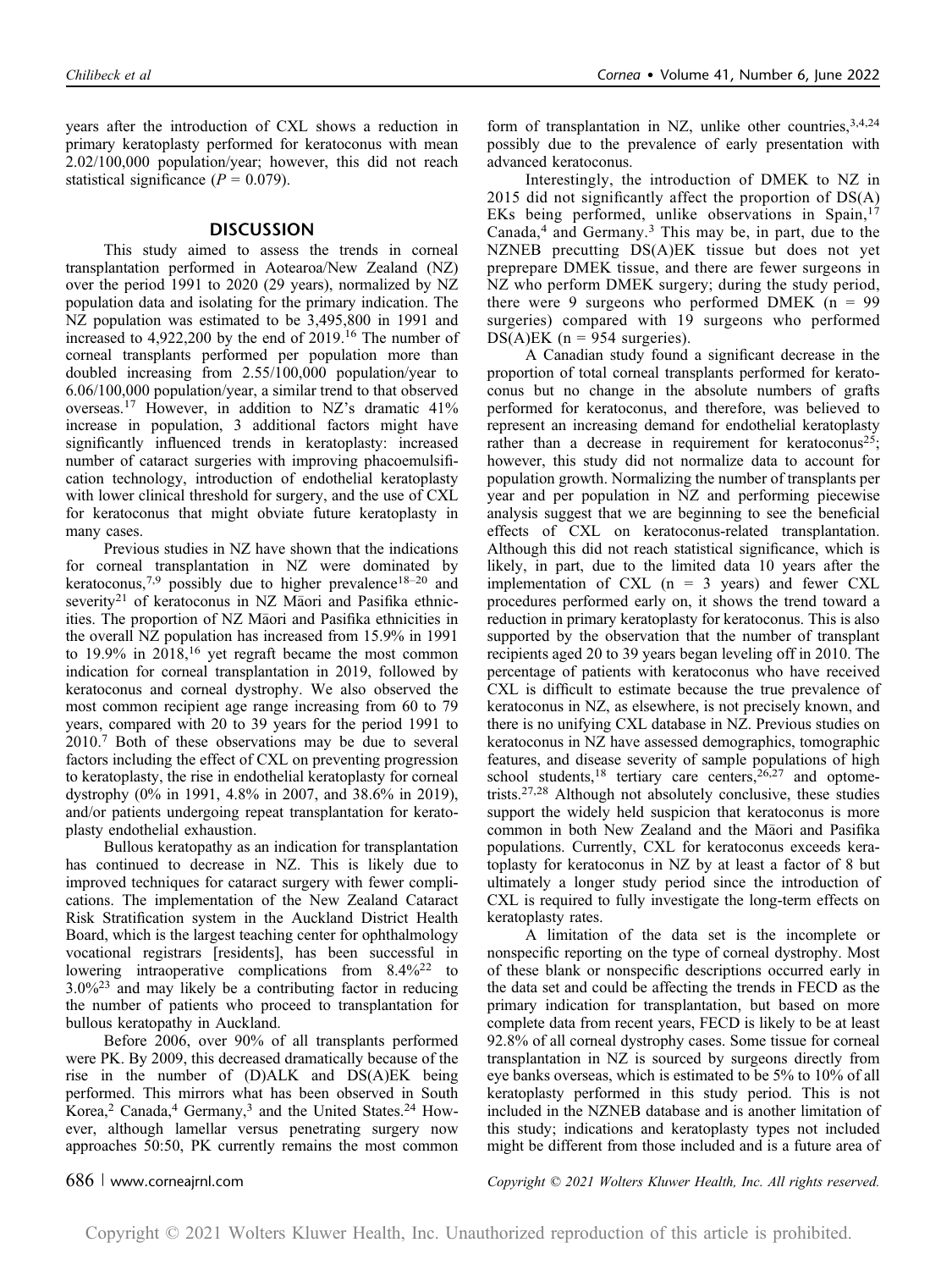years after the introduction of CXL shows a reduction in primary keratoplasty performed for keratoconus with mean 2.02/100,000 population/year; however, this did not reach statistical significance ($P = 0.079$).

## DISCUSSION

This study aimed to assess the trends in corneal transplantation performed in Aotearoa/New Zealand (NZ) over the period 1991 to 2020 (29 years), normalized by NZ population data and isolating for the primary indication. The NZ population was estimated to be 3,495,800 in 1991 and increased to 4,922,200 by the end of 2019.[16] The number of corneal transplants performed per population more than doubled increasing from 2.55/100,000 population/year to 6.06/100,000 population/year, a similar trend to that observed overseas.[17] However, in addition to NZ's dramatic 41% increase in population, 3 additional factors might have significantly influenced trends in keratoplasty: increased number of cataract surgeries with improving phacoemulsification technology, introduction of endothelial keratoplasty with lower clinical threshold for surgery, and the use of CXL for keratoconus that might obviate future keratoplasty in many cases.

Previous studies in NZ have shown that the indications for corneal transplantation in NZ were dominated by keratoconus,[7,9] possibly due to higher prevalence[18–20] and severity[21] of keratoconus in NZ Māori and Pasifika ethnicities. The proportion of NZ Māori and Pasifika ethnicities in the overall NZ population has increased from 15.9% in 1991 to 19.9% in 2018,[16] yet regraft became the most common indication for corneal transplantation in 2019, followed by keratoconus and corneal dystrophy. We also observed the most common recipient age range increasing from 60 to 79 years, compared with 20 to 39 years for the period 1991 to 2010.[7] Both of these observations may be due to several factors including the effect of CXL on preventing progression to keratoplasty, the rise in endothelial keratoplasty for corneal dystrophy (0% in 1991, 4.8% in 2007, and 38.6% in 2019), and/or patients undergoing repeat transplantation for keratoplasty endothelial exhaustion.

Bullous keratopathy as an indication for transplantation has continued to decrease in NZ. This is likely due to improved techniques for cataract surgery with fewer complications. The implementation of the New Zealand Cataract Risk Stratification system in the Auckland District Health Board, which is the largest teaching center for ophthalmology vocational registrars [residents], has been successful in lowering intraoperative complications from 8.4%[22] to 3.0%[23] and may likely be a contributing factor in reducing the number of patients who proceed to transplantation for bullous keratopathy in Auckland.

Before 2006, over 90% of all transplants performed were PK. By 2009, this decreased dramatically because of the rise in the number of (D)ALK and DS(A)EK being performed. This mirrors what has been observed in South Korea,[2] Canada,[4] Germany,[3] and the United States.[24] However, although lamellar versus penetrating surgery now approaches 50:50, PK currently remains the most common form of transplantation in NZ, unlike other countries,[3,4,24] possibly due to the prevalence of early presentation with advanced keratoconus.

Interestingly, the introduction of DMEK to NZ in 2015 did not significantly affect the proportion of DS(A) EKs being performed, unlike observations in Spain,[17] Canada,[4] and Germany.[3] This may be, in part, due to the NZNEB precutting DS(A)EK tissue but does not yet preprepare DMEK tissue, and there are fewer surgeons in NZ who perform DMEK surgery; during the study period, there were 9 surgeons who performed DMEK (n = 99 surgeries) compared with 19 surgeons who performed DS(A)EK (n = 954 surgeries).

A Canadian study found a significant decrease in the proportion of total corneal transplants performed for keratoconus but no change in the absolute numbers of grafts performed for keratoconus, and therefore, was believed to represent an increasing demand for endothelial keratoplasty rather than a decrease in requirement for keratoconus[25]; however, this study did not normalize data to account for population growth. Normalizing the number of transplants per year and per population in NZ and performing piecewise analysis suggest that we are beginning to see the beneficial effects of CXL on keratoconus-related transplantation. Although this did not reach statistical significance, which is likely, in part, due to the limited data 10 years after the implementation of CXL (n = 3 years) and fewer CXL procedures performed early on, it shows the trend toward a reduction in primary keratoplasty for keratoconus. This is also supported by the observation that the number of transplant recipients aged 20 to 39 years began leveling off in 2010. The percentage of patients with keratoconus who have received CXL is difficult to estimate because the true prevalence of keratoconus in NZ, as elsewhere, is not precisely known, and there is no unifying CXL database in NZ. Previous studies on keratoconus in NZ have assessed demographics, tomographic features, and disease severity of sample populations of high school students,[18] tertiary care centers,[26,27] and optometrists.[27,28] Although not absolutely conclusive, these studies support the widely held suspicion that keratoconus is more common in both New Zealand and the Māori and Pasifika populations. Currently, CXL for keratoconus exceeds keratoplasty for keratoconus in NZ by at least a factor of 8 but ultimately a longer study period since the introduction of CXL is required to fully investigate the long-term effects on keratoplasty rates.

A limitation of the data set is the incomplete or nonspecific reporting on the type of corneal dystrophy. Most of these blank or nonspecific descriptions occurred early in the data set and could be affecting the trends in FECD as the primary indication for transplantation, but based on more complete data from recent years, FECD is likely to be at least 92.8% of all corneal dystrophy cases. Some tissue for corneal transplantation in NZ is sourced by surgeons directly from eye banks overseas, which is estimated to be 5% to 10% of all keratoplasty performed in this study period. This is not included in the NZNEB database and is another limitation of this study; indications and keratoplasty types not included might be different from those included and is a future area of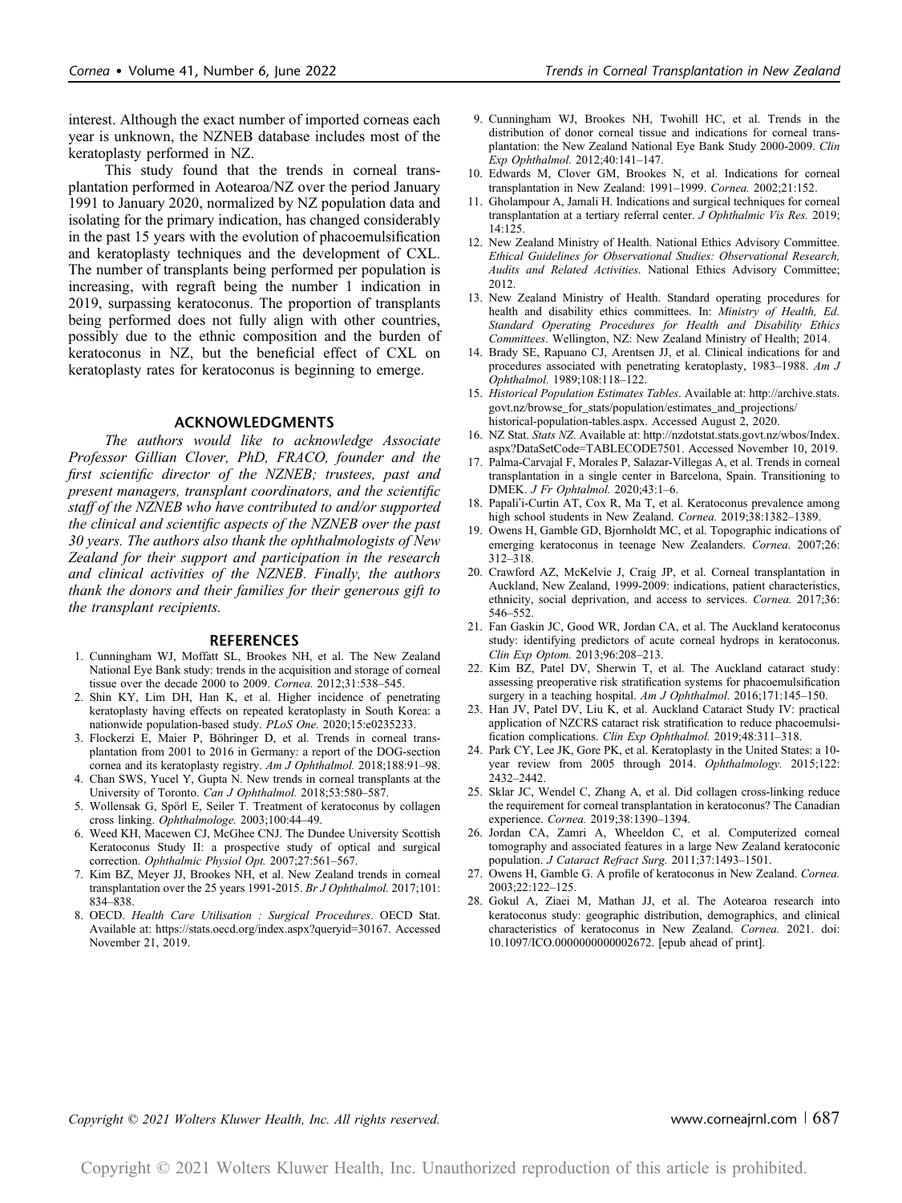interest. Although the exact number of imported corneas each year is unknown, the NZNEB database includes most of the keratoplasty performed in NZ.

This study found that the trends in corneal transplantation performed in Aotearoa/NZ over the period January 1991 to January 2020, normalized by NZ population data and isolating for the primary indication, has changed considerably in the past 15 years with the evolution of phacoemulsification and keratoplasty techniques and the development of CXL. The number of transplants being performed per population is increasing, with regraft being the number 1 indication in 2019, surpassing keratoconus. The proportion of transplants being performed does not fully align with other countries, possibly due to the ethnic composition and the burden of keratoconus in NZ, but the beneficial effect of CXL on keratoplasty rates for keratoconus is beginning to emerge.

## ACKNOWLEDGMENTS

*The authors would like to acknowledge Associate Professor Gillian Clover, PhD, FRACO, founder and the first scientific director of the NZNEB; trustees, past and present managers, transplant coordinators, and the scientific staff of the NZNEB who have contributed to and/or supported the clinical and scientific aspects of the NZNEB over the past 30 years. The authors also thank the ophthalmologists of New Zealand for their support and participation in the research and clinical activities of the NZNEB. Finally, the authors thank the donors and their families for their generous gift to the transplant recipients.*

## REFERENCES

1. Cunningham WJ, Brookes NH, Twohill HC, et al. The New Zealand National Eye Bank study: trends in the acquisition and storage of corneal tissue over the decade 2000 to 2009. *Cornea.* 2012;31:538–545.
2. Shin KY, Lim DH, Han K, et al. Higher incidence of penetrating keratoplasty having effects on repeated keratoplasty in South Korea: a nationwide population-based study. *PLoS One.* 2020;15:e0235233.
3. Flockerzi E, Maier P, Böhringer D, et al. Trends in corneal transplantation from 2001 to 2016 in Germany: a report of the DOG-section cornea and its keratoplasty registry. *Am J Ophthalmol.* 2018;188:91–98.
4. Chan SWS, Yucel Y, Gupta N. New trends in corneal transplants at the University of Toronto. *Can J Ophthalmol.* 2018;53:580–587.
5. Wollensak G, Spörl E, Seiler T. Treatment of keratoconus by collagen cross linking. *Ophthalmologe.* 2003;100:44–49.
6. Weed KH, Macewen CJ, McGhee CNJ. The Dundee University Scottish Keratoconus Study II: a prospective study of optical and surgical correction. *Ophthalmic Physiol Opt.* 2007;27:561–567.
7. Kim BZ, Meyer JJ, Brookes NH, et al. New Zealand trends in corneal transplantation over the 25 years 1991-2015. *Br J Ophthalmol.* 2017;101: 834–838.
8. OECD. *Health Care Utilisation : Surgical Procedures*. OECD Stat. Available at: https://stats.oecd.org/index.aspx?queryid=30167. Accessed November 21, 2019.
9. Cunningham WJ, Brookes NH, Twohill HC, et al. Trends in the distribution of donor corneal tissue and indications for corneal transplantation: the New Zealand National Eye Bank Study 2000-2009. *Clin Exp Ophthalmol.* 2012;40:141–147.
10. Edwards M, Clover GM, Brookes N, et al. Indications for corneal transplantation in New Zealand: 1991–1999. *Cornea.* 2002;21:152.
11. Gholampour A, Jamali H. Indications and surgical techniques for corneal transplantation at a tertiary referral center. *J Ophthalmic Vis Res.* 2019; 14:125.
12. New Zealand Ministry of Health. National Ethics Advisory Committee. *Ethical Guidelines for Observational Studies: Observational Research, Audits and Related Activities*. National Ethics Advisory Committee; 2012.
13. New Zealand Ministry of Health. Standard operating procedures for health and disability ethics committees. In: *Ministry of Health, Ed. Standard Operating Procedures for Health and Disability Ethics Committees*. Wellington, NZ: New Zealand Ministry of Health; 2014.
14. Brady SE, Rapuano CJ, Arentsen JJ, et al. Clinical indications for and procedures associated with penetrating keratoplasty, 1983–1988. *Am J Ophthalmol.* 1989;108:118–122.
15. *Historical Population Estimates Tables*. Available at: http://archive.stats.govt.nz/browse_for_stats/population/estimates_and_projections/historical-population-tables.aspx. Accessed August 2, 2020.
16. NZ Stat. *Stats NZ*. Available at: http://nzdotstat.stats.govt.nz/wbos/Index.aspx?DataSetCode=TABLECODE7501. Accessed November 10, 2019.
17. Palma-Carvajal F, Morales P, Salazar-Villegas A, et al. Trends in corneal transplantation in a single center in Barcelona, Spain. Transitioning to DMEK. *J Fr Ophtalmol.* 2020;43:1–6.
18. Papali'i-Curtin AT, Cox R, Ma T, et al. Keratoconus prevalence among high school students in New Zealand. *Cornea.* 2019;38:1382–1389.
19. Owens H, Gamble GD, Bjornholdt MC, et al. Topographic indications of emerging keratoconus in teenage New Zealanders. *Cornea.* 2007;26: 312–318.
20. Crawford AZ, McKelvie J, Craig JP, et al. Corneal transplantation in Auckland, New Zealand, 1999-2009: indications, patient characteristics, ethnicity, social deprivation, and access to services. *Cornea.* 2017;36: 546–552.
21. Fan Gaskin JC, Good WR, Jordan CA, et al. The Auckland keratoconus study: identifying predictors of acute corneal hydrops in keratoconus. *Clin Exp Optom.* 2013;96:208–213.
22. Kim BZ, Patel DV, Sherwin T, et al. The Auckland cataract study: assessing preoperative risk stratification systems for phacoemulsification surgery in a teaching hospital. *Am J Ophthalmol.* 2016;171:145–150.
23. Han JV, Patel DV, Liu K, et al. Auckland Cataract Study IV: practical application of NZCRS cataract risk stratification to reduce phacoemulsification complications. *Clin Exp Ophthalmol.* 2019;48:311–318.
24. Park CY, Lee JK, Gore PK, et al. Keratoplasty in the United States: a 10-year review from 2005 through 2014. *Ophthalmology.* 2015;122: 2432–2442.
25. Sklar JC, Wendel C, Zhang A, et al. Did collagen cross-linking reduce the requirement for corneal transplantation in keratoconus? The Canadian experience. *Cornea.* 2019;38:1390–1394.
26. Jordan CA, Zamri A, Wheeldon C, et al. Computerized corneal tomography and associated features in a large New Zealand keratoconic population. *J Cataract Refract Surg.* 2011;37:1493–1501.
27. Owens H, Gamble G. A profile of keratoconus in New Zealand. *Cornea.* 2003;22:122–125.
28. Gokul A, Ziaei M, Mathan JJ, et al. The Aotearoa research into keratoconus study: geographic distribution, demographics, and clinical characteristics of keratoconus in New Zealand. *Cornea.* 2021. doi: 10.1097/ICO.0000000000002672. [epub ahead of print].